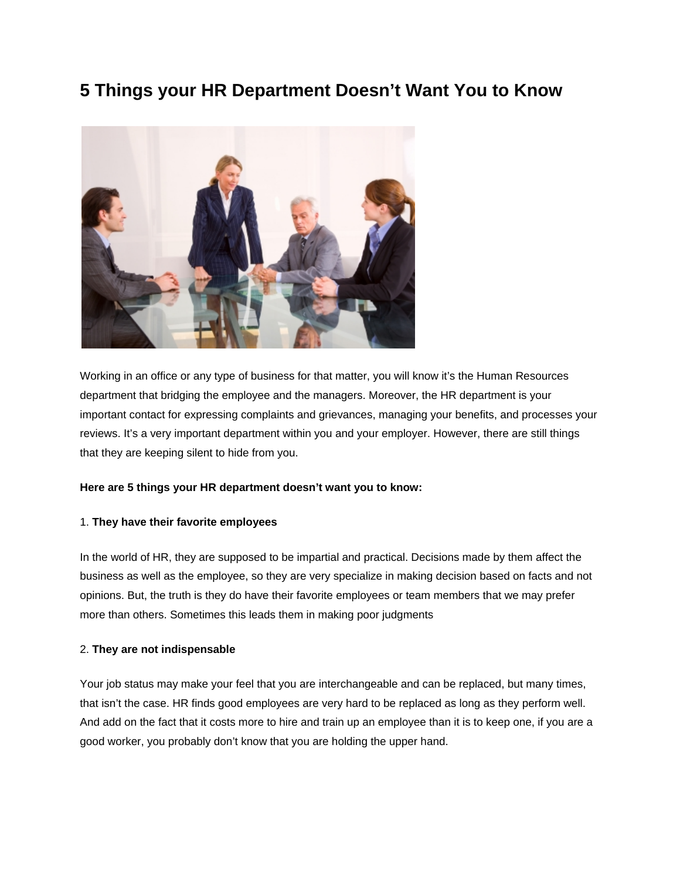# 5 Things your HR Department Doesn't Want You to Know

Working in an office or any type of business for that matter, you will know it's the Human Resources department that bridging the employee and the managers. Moreover, the HR department is your important contact for expressing complaints and grievances, managing your benefits, and processes your reviews. It's a very important department within you and your employer. However, there are still things that they are keeping silent to hide from you.

**Here are 5 things your HR department doesn't want you to know:**

1. **They have their favorite employees**

In the world of HR, they are supposed to be impartial and practical. Decisions made by them affect the business as well as the employee, so they are very specialize in making decision based on facts and not opinions. But, the truth is they do have their favorite employees or team members that we may prefer more than others. Sometimes this leads them in making poor judgments

2. **They are not indispensable**

Your job status may make your feel that you are interchangeable and can be replaced, but many times, that isn't the case. HR finds good employees are very hard to be replaced as long as they perform well. And add on the fact that it costs more to hire and train up an employee than it is to keep one, if you are a good worker, you probably don't know that you are holding the upper hand.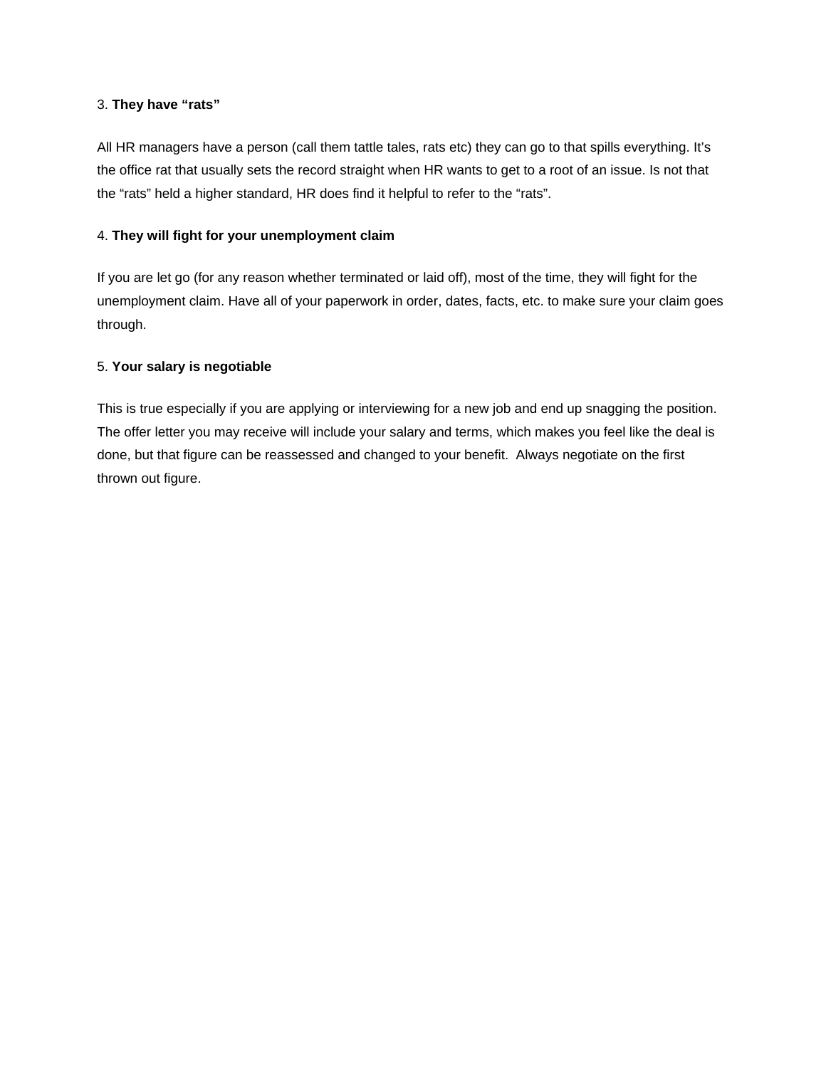3. **They have "rats"**

All HR managers have a person (call them tattle tales, rats etc) they can go to that spills everything. It's the office rat that usually sets the record straight when HR wants to get to a root of an issue. Is not that the "rats" held a higher standard, HR does find it helpful to refer to the "rats".

4. **They will fight for your unemployment claim**

If you are let go (for any reason whether terminated or laid off), most of the time, they will fight for the unemployment claim. Have all of your paperwork in order, dates, facts, etc. to make sure your claim goes through.

5. **Your salary is negotiable**

This is true especially if you are applying or interviewing for a new job and end up snagging the position. The offer letter you may receive will include your salary and terms, which makes you feel like the deal is done, but that figure can be reassessed and changed to your benefit. Always negotiate on the first thrown out figure.